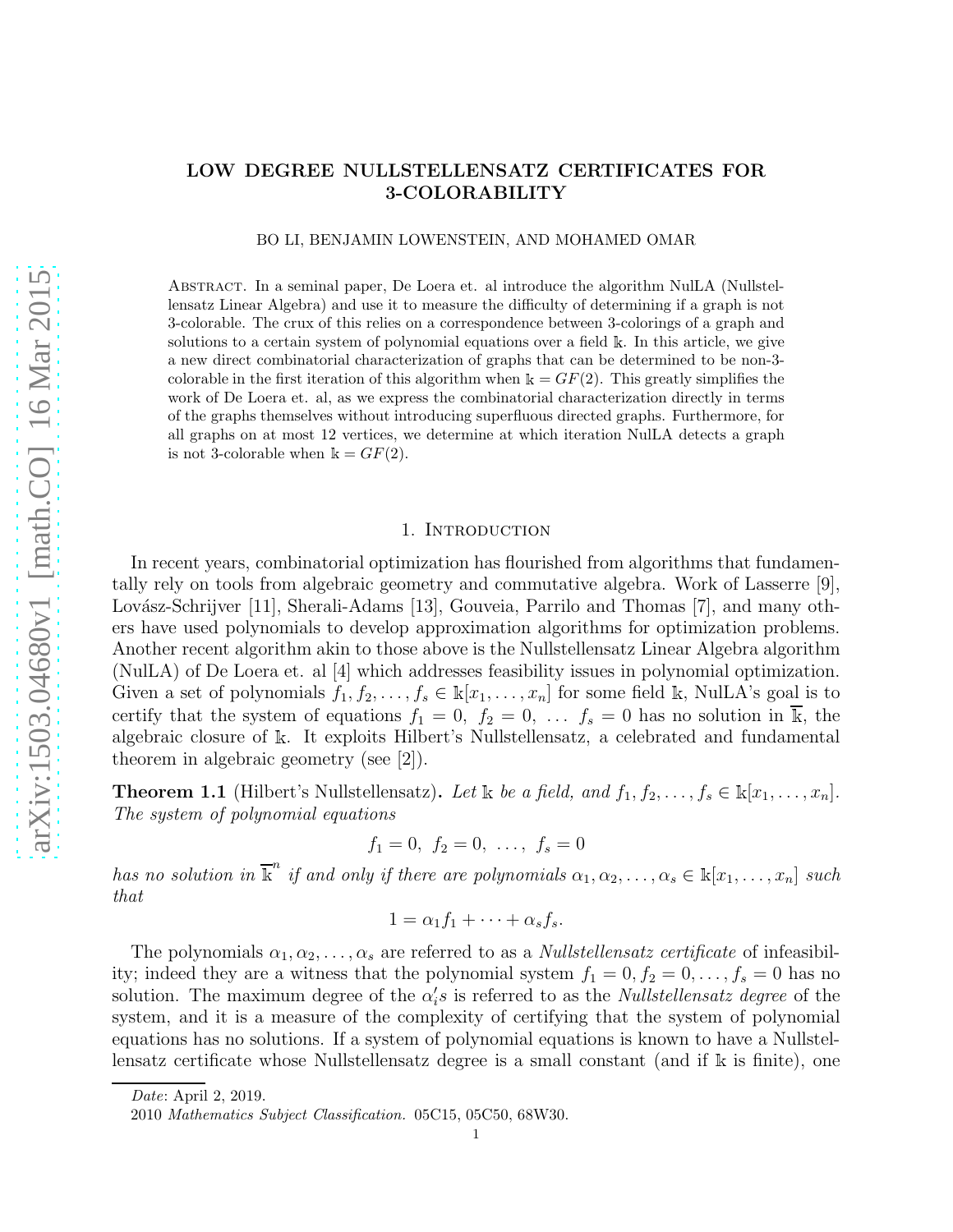# LOW DEGREE NULLSTELLENSATZ CERTIFICATES FOR 3-COLORABILITY

BO LI, BENJAMIN LOWENSTEIN, AND MOHAMED OMAR

Abstract. In a seminal paper, De Loera et. al introduce the algorithm NulLA (Nullstellensatz Linear Algebra) and use it to measure the difficulty of determining if a graph is not 3-colorable. The crux of this relies on a correspondence between 3-colorings of a graph and solutions to a certain system of polynomial equations over a field $\mathbb{k}$. In this article, we give a new direct combinatorial characterization of graphs that can be determined to be non-3-colorable in the first iteration of this algorithm when $\mathbb{k} = GF(2)$. This greatly simplifies the work of De Loera et. al, as we express the combinatorial characterization directly in terms of the graphs themselves without introducing superfluous directed graphs. Furthermore, for all graphs on at most 12 vertices, we determine at which iteration NulLA detects a graph is not 3-colorable when $\mathbb{k} = GF(2)$.

## 1. Introduction

In recent years, combinatorial optimization has flourished from algorithms that fundamentally rely on tools from algebraic geometry and commutative algebra. Work of Lasserre [9], Lovász-Schrijver [11], Sherali-Adams [13], Gouveia, Parrilo and Thomas [7], and many others have used polynomials to develop approximation algorithms for optimization problems. Another recent algorithm akin to those above is the Nullstellensatz Linear Algebra algorithm (NulLA) of De Loera et. al [4] which addresses feasibility issues in polynomial optimization. Given a set of polynomials $f_1, f_2, \ldots, f_s \in \mathbb{k}[x_1, \ldots, x_n]$ for some field $\mathbb{k}$, NulLA's goal is to certify that the system of equations $f_1 = 0,\ f_2 = 0,\ \ldots\ f_s = 0$ has no solution in $\overline{\mathbb{k}}$, the algebraic closure of $\mathbb{k}$. It exploits Hilbert's Nullstellensatz, a celebrated and fundamental theorem in algebraic geometry (see [2]).

**Theorem 1.1** (Hilbert's Nullstellensatz)**.** *Let $\mathbb{k}$ be a field, and $f_1, f_2, \ldots, f_s \in \mathbb{k}[x_1, \ldots, x_n]$. The system of polynomial equations*

$$f_1 = 0,\ f_2 = 0,\ \ldots,\ f_s = 0$$

*has no solution in $\overline{\mathbb{k}}^n$ if and only if there are polynomials $\alpha_1, \alpha_2, \ldots, \alpha_s \in \mathbb{k}[x_1, \ldots, x_n]$ such that*

$$1 = \alpha_1 f_1 + \cdots + \alpha_s f_s.$$

The polynomials $\alpha_1, \alpha_2, \ldots, \alpha_s$ are referred to as a *Nullstellensatz certificate* of infeasibility; indeed they are a witness that the polynomial system $f_1 = 0, f_2 = 0, \ldots, f_s = 0$ has no solution. The maximum degree of the $\alpha_i' s$ is referred to as the *Nullstellensatz degree* of the system, and it is a measure of the complexity of certifying that the system of polynomial equations has no solutions. If a system of polynomial equations is known to have a Nullstellensatz certificate whose Nullstellensatz degree is a small constant (and if $\mathbb{k}$ is finite), one

*Date*: April 2, 2019.

2010 *Mathematics Subject Classification.* 05C15, 05C50, 68W30.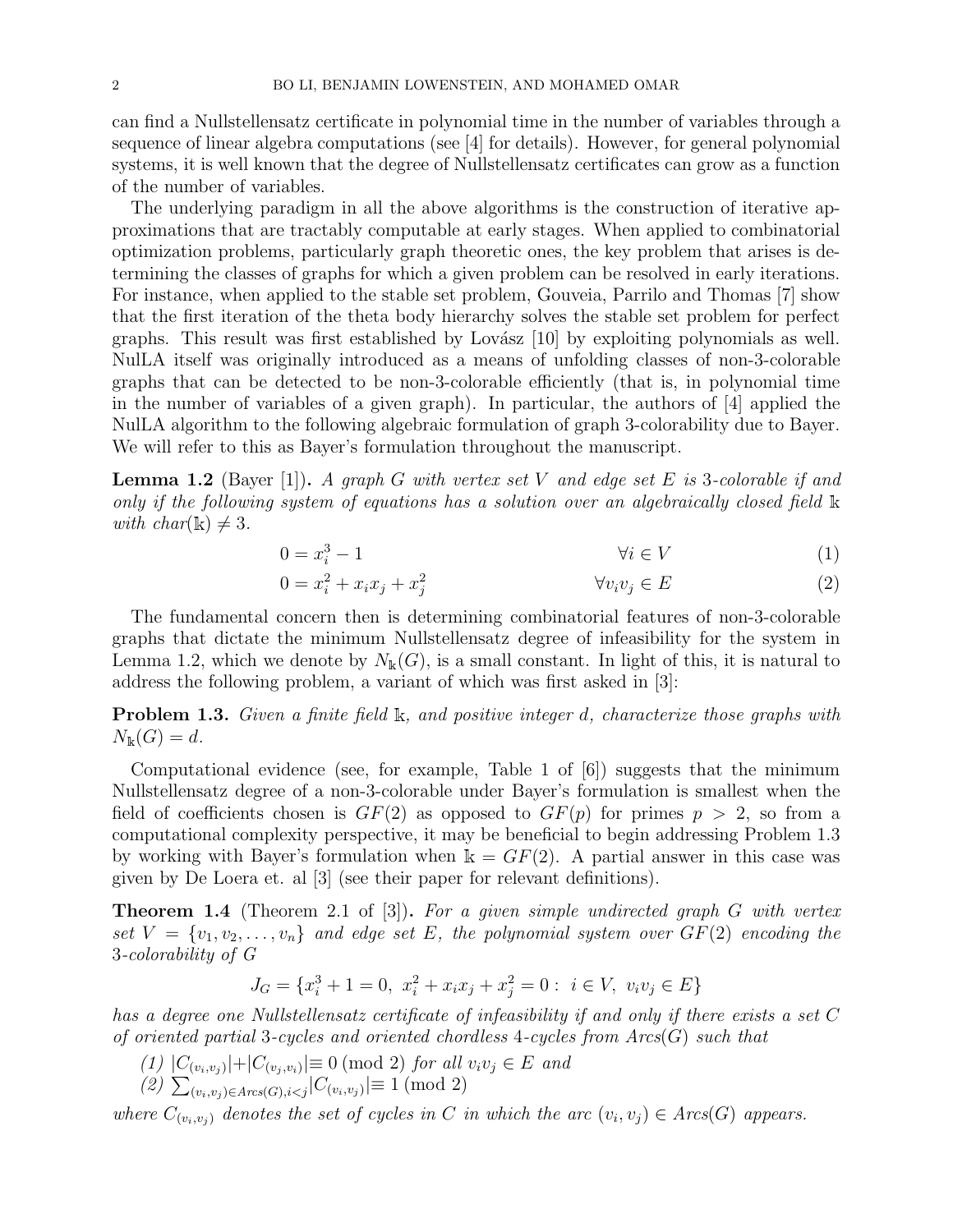can find a Nullstellensatz certificate in polynomial time in the number of variables through a sequence of linear algebra computations (see [4] for details). However, for general polynomial systems, it is well known that the degree of Nullstellensatz certificates can grow as a function of the number of variables.

The underlying paradigm in all the above algorithms is the construction of iterative approximations that are tractably computable at early stages. When applied to combinatorial optimization problems, particularly graph theoretic ones, the key problem that arises is determining the classes of graphs for which a given problem can be resolved in early iterations. For instance, when applied to the stable set problem, Gouveia, Parrilo and Thomas [7] show that the first iteration of the theta body hierarchy solves the stable set problem for perfect graphs. This result was first established by Lovász [10] by exploiting polynomials as well. NulLA itself was originally introduced as a means of unfolding classes of non-3-colorable graphs that can be detected to be non-3-colorable efficiently (that is, in polynomial time in the number of variables of a given graph). In particular, the authors of [4] applied the NulLA algorithm to the following algebraic formulation of graph 3-colorability due to Bayer. We will refer to this as Bayer's formulation throughout the manuscript.

**Lemma 1.2** (Bayer [1])**.** *A graph $G$ with vertex set $V$ and edge set $E$ is 3-colorable if and only if the following system of equations has a solution over an algebraically closed field $\Bbbk$ with $char(\Bbbk) \neq 3$.*

$$0 = x_i^3 - 1 \qquad \forall i \in V \tag{1}$$

$$0 = x_i^2 + x_i x_j + x_j^2 \qquad \forall v_i v_j \in E \tag{2}$$

The fundamental concern then is determining combinatorial features of non-3-colorable graphs that dictate the minimum Nullstellensatz degree of infeasibility for the system in Lemma 1.2, which we denote by $N_{\Bbbk}(G)$, is a small constant. In light of this, it is natural to address the following problem, a variant of which was first asked in [3]:

**Problem 1.3.** *Given a finite field $\Bbbk$, and positive integer $d$, characterize those graphs with $N_{\Bbbk}(G) = d$.*

Computational evidence (see, for example, Table 1 of [6]) suggests that the minimum Nullstellensatz degree of a non-3-colorable under Bayer's formulation is smallest when the field of coefficients chosen is $GF(2)$ as opposed to $GF(p)$ for primes $p > 2$, so from a computational complexity perspective, it may be beneficial to begin addressing Problem 1.3 by working with Bayer's formulation when $\Bbbk = GF(2)$. A partial answer in this case was given by De Loera et. al [3] (see their paper for relevant definitions).

**Theorem 1.4** (Theorem 2.1 of [3])**.** *For a given simple undirected graph $G$ with vertex set $V = \{v_1, v_2, \ldots, v_n\}$ and edge set $E$, the polynomial system over $GF(2)$ encoding the 3-colorability of $G$*

$$J_G = \{x_i^3 + 1 = 0,\ x_i^2 + x_i x_j + x_j^2 = 0 :\ i \in V,\ v_i v_j \in E\}$$

*has a degree one Nullstellensatz certificate of infeasibility if and only if there exists a set $C$ of oriented partial 3-cycles and oriented chordless 4-cycles from $Arcs(G)$ such that*

*(1) $|C_{(v_i,v_j)}| + |C_{(v_j,v_i)}| \equiv 0 \pmod 2$ for all $v_i v_j \in E$ and*

*(2) $\sum_{(v_i,v_j) \in Arcs(G), i<j} |C_{(v_i,v_j)}| \equiv 1 \pmod 2$*

*where $C_{(v_i,v_j)}$ denotes the set of cycles in $C$ in which the arc $(v_i, v_j) \in Arcs(G)$ appears.*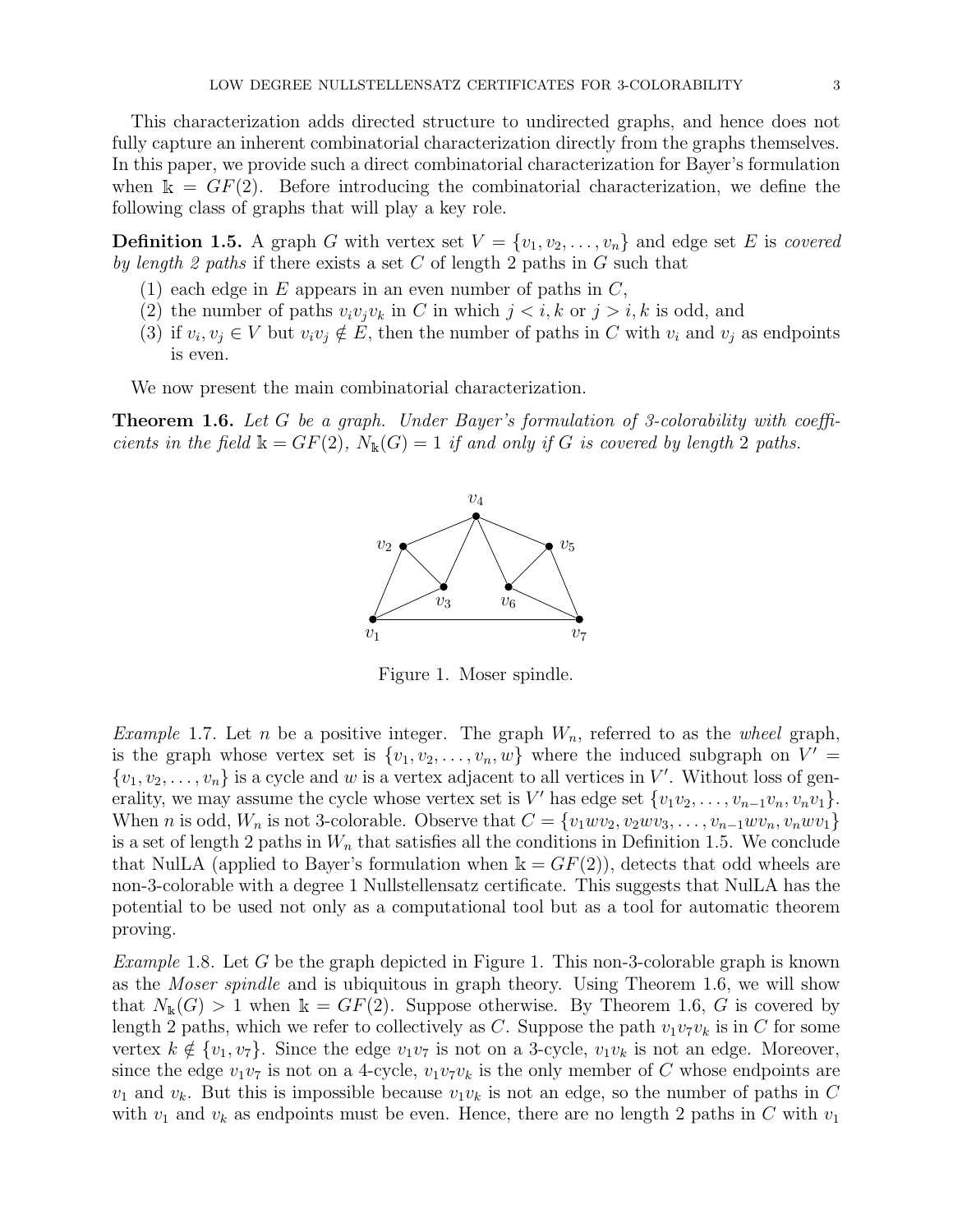This characterization adds directed structure to undirected graphs, and hence does not fully capture an inherent combinatorial characterization directly from the graphs themselves. In this paper, we provide such a direct combinatorial characterization for Bayer's formulation when $\mathbb{k} = GF(2)$. Before introducing the combinatorial characterization, we define the following class of graphs that will play a key role.

**Definition 1.5.** A graph $G$ with vertex set $V = \{v_1, v_2, \ldots, v_n\}$ and edge set $E$ is *covered by length 2 paths* if there exists a set $C$ of length 2 paths in $G$ such that

1. each edge in $E$ appears in an even number of paths in $C$,
2. the number of paths $v_iv_jv_k$ in $C$ in which $j < i, k$ or $j > i, k$ is odd, and
3. if $v_i, v_j \in V$ but $v_iv_j \notin E$, then the number of paths in $C$ with $v_i$ and $v_j$ as endpoints is even.

We now present the main combinatorial characterization.

**Theorem 1.6.** *Let $G$ be a graph. Under Bayer's formulation of 3-colorability with coefficients in the field $\mathbb{k} = GF(2)$, $N_{\mathbb{k}}(G) = 1$ if and only if $G$ is covered by length 2 paths.*

Figure 1. Moser spindle.

*Example* 1.7. Let $n$ be a positive integer. The graph $W_n$, referred to as the *wheel* graph, is the graph whose vertex set is $\{v_1, v_2, \ldots, v_n, w\}$ where the induced subgraph on $V' = \{v_1, v_2, \ldots, v_n\}$ is a cycle and $w$ is a vertex adjacent to all vertices in $V'$. Without loss of generality, we may assume the cycle whose vertex set is $V'$ has edge set $\{v_1v_2, \ldots, v_{n-1}v_n, v_nv_1\}$. When $n$ is odd, $W_n$ is not 3-colorable. Observe that $C = \{v_1wv_2, v_2wv_3, \ldots, v_{n-1}wv_n, v_nwv_1\}$ is a set of length 2 paths in $W_n$ that satisfies all the conditions in Definition 1.5. We conclude that NulLA (applied to Bayer's formulation when $\mathbb{k} = GF(2)$), detects that odd wheels are non-3-colorable with a degree 1 Nullstellensatz certificate. This suggests that NulLA has the potential to be used not only as a computational tool but as a tool for automatic theorem proving.

*Example* 1.8. Let $G$ be the graph depicted in Figure 1. This non-3-colorable graph is known as the *Moser spindle* and is ubiquitous in graph theory. Using Theorem 1.6, we will show that $N_{\mathbb{k}}(G) > 1$ when $\mathbb{k} = GF(2)$. Suppose otherwise. By Theorem 1.6, $G$ is covered by length 2 paths, which we refer to collectively as $C$. Suppose the path $v_1v_7v_k$ is in $C$ for some vertex $k \notin \{v_1, v_7\}$. Since the edge $v_1v_7$ is not on a 3-cycle, $v_1v_k$ is not an edge. Moreover, since the edge $v_1v_7$ is not on a 4-cycle, $v_1v_7v_k$ is the only member of $C$ whose endpoints are $v_1$ and $v_k$. But this is impossible because $v_1v_k$ is not an edge, so the number of paths in $C$ with $v_1$ and $v_k$ as endpoints must be even. Hence, there are no length 2 paths in $C$ with $v_1$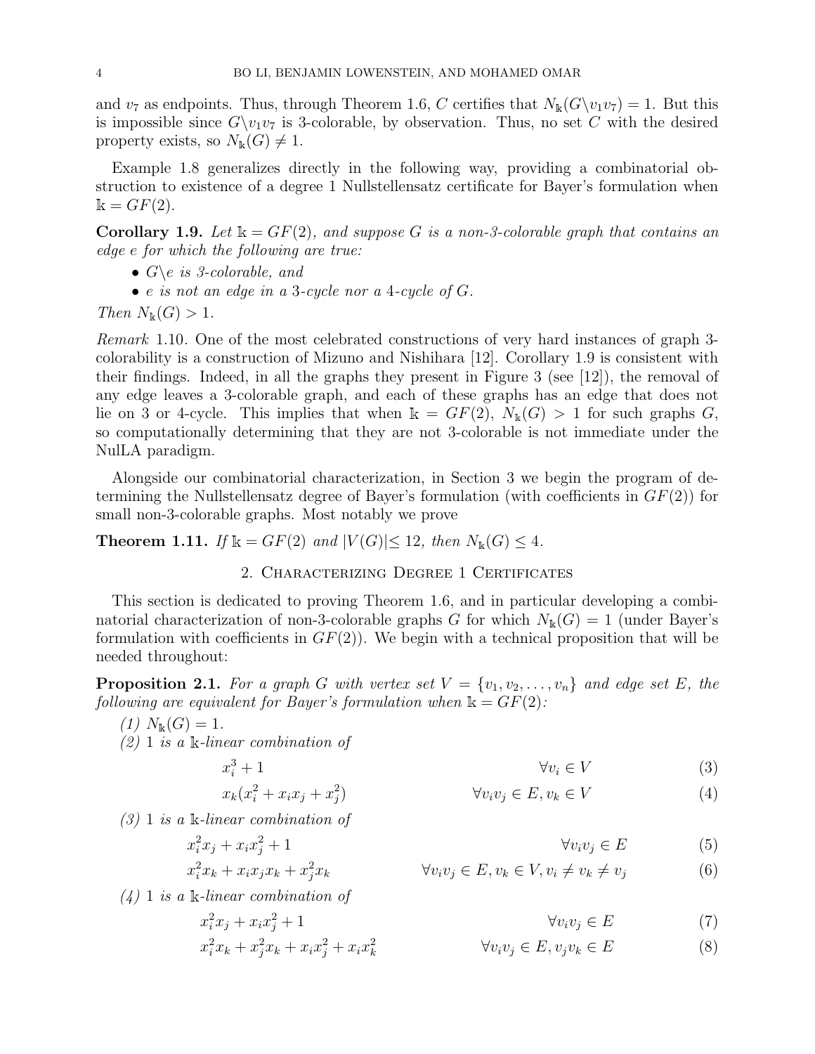and $v_7$ as endpoints. Thus, through Theorem 1.6, $C$ certifies that $N_{\Bbbk}(G\backslash v_1v_7) = 1$. But this is impossible since $G\backslash v_1v_7$ is 3-colorable, by observation. Thus, no set $C$ with the desired property exists, so $N_{\Bbbk}(G) \neq 1$.

Example 1.8 generalizes directly in the following way, providing a combinatorial obstruction to existence of a degree 1 Nullstellensatz certificate for Bayer's formulation when $\Bbbk = GF(2)$.

**Corollary 1.9.** *Let $\Bbbk = GF(2)$, and suppose $G$ is a non-3-colorable graph that contains an edge $e$ for which the following are true:*

- *$G\backslash e$ is 3-colorable, and*
- *$e$ is not an edge in a 3-cycle nor a 4-cycle of $G$.*

*Then $N_{\Bbbk}(G) > 1$.*

*Remark* 1.10. One of the most celebrated constructions of very hard instances of graph 3-colorability is a construction of Mizuno and Nishihara [12]. Corollary 1.9 is consistent with their findings. Indeed, in all the graphs they present in Figure 3 (see [12]), the removal of any edge leaves a 3-colorable graph, and each of these graphs has an edge that does not lie on 3 or 4-cycle. This implies that when $\Bbbk = GF(2)$, $N_{\Bbbk}(G) > 1$ for such graphs $G$, so computationally determining that they are not 3-colorable is not immediate under the NulLA paradigm.

Alongside our combinatorial characterization, in Section 3 we begin the program of determining the Nullstellensatz degree of Bayer's formulation (with coefficients in $GF(2)$) for small non-3-colorable graphs. Most notably we prove

**Theorem 1.11.** *If $\Bbbk = GF(2)$ and $|V(G)| \leq 12$, then $N_{\Bbbk}(G) \leq 4$.*

## 2. Characterizing Degree 1 Certificates

This section is dedicated to proving Theorem 1.6, and in particular developing a combinatorial characterization of non-3-colorable graphs $G$ for which $N_{\Bbbk}(G) = 1$ (under Bayer's formulation with coefficients in $GF(2)$). We begin with a technical proposition that will be needed throughout:

**Proposition 2.1.** *For a graph $G$ with vertex set $V = \{v_1, v_2, \ldots, v_n\}$ and edge set $E$, the following are equivalent for Bayer's formulation when $\Bbbk = GF(2)$:*

*(1) $N_{\Bbbk}(G) = 1$.*

*(2) 1 is a $\Bbbk$-linear combination of*

$$x_i^3 + 1 \qquad \forall v_i \in V \tag{3}$$

$$x_k(x_i^2 + x_ix_j + x_j^2) \qquad \forall v_iv_j \in E, v_k \in V \tag{4}$$

*(3) 1 is a $\Bbbk$-linear combination of*

$$x_i^2x_j + x_ix_j^2 + 1 \qquad \forall v_iv_j \in E \tag{5}$$

$$x_i^2x_k + x_ix_jx_k + x_j^2x_k \qquad \forall v_iv_j \in E, v_k \in V, v_i \neq v_k \neq v_j \tag{6}$$

*(4) 1 is a $\Bbbk$-linear combination of*

$$x_i^2x_j + x_ix_j^2 + 1 \qquad \forall v_iv_j \in E \tag{7}$$

$$x_i^2x_k + x_j^2x_k + x_ix_j^2 + x_ix_k^2 \qquad \forall v_iv_j \in E, v_jv_k \in E \tag{8}$$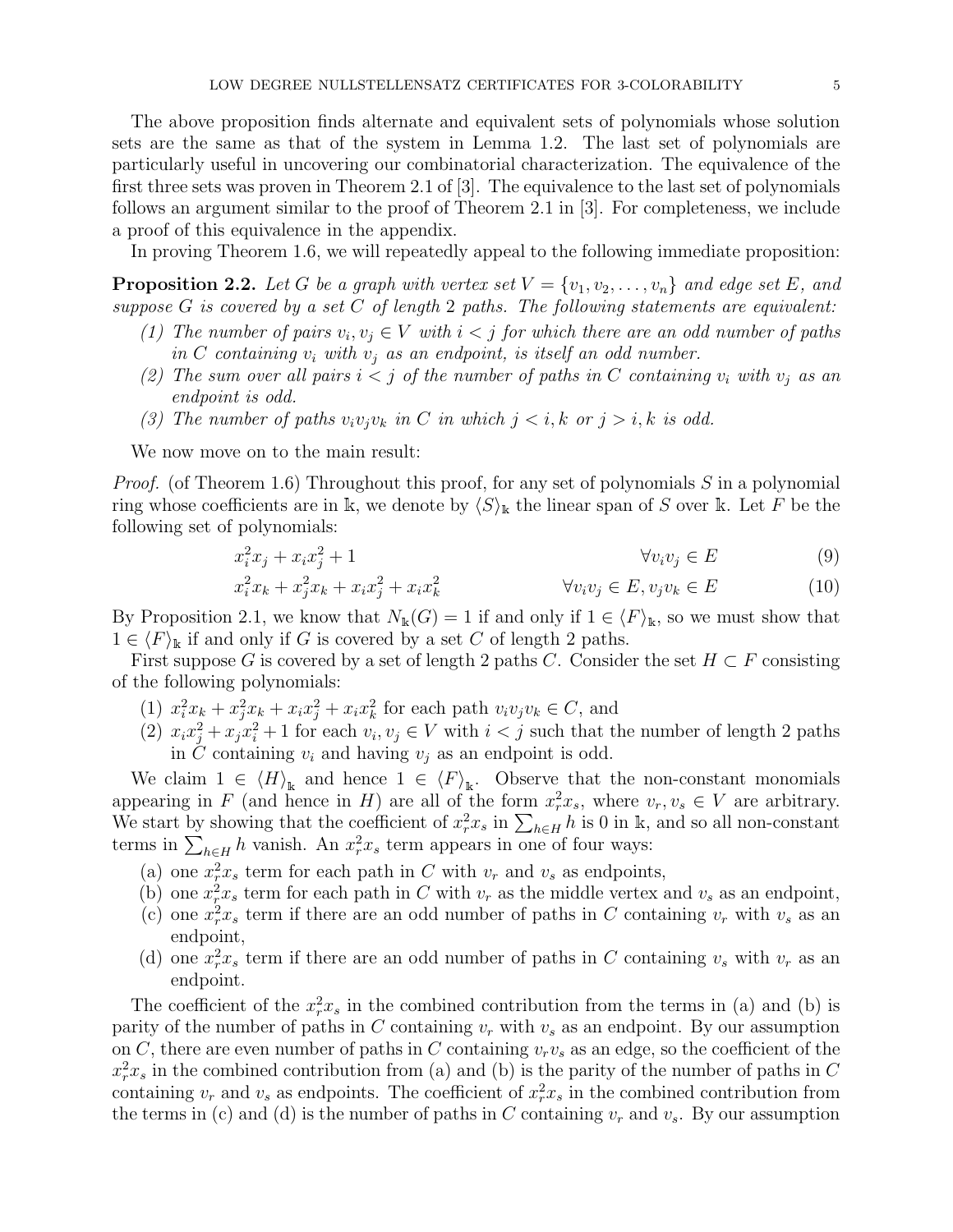The above proposition finds alternate and equivalent sets of polynomials whose solution sets are the same as that of the system in Lemma 1.2. The last set of polynomials are particularly useful in uncovering our combinatorial characterization. The equivalence of the first three sets was proven in Theorem 2.1 of [3]. The equivalence to the last set of polynomials follows an argument similar to the proof of Theorem 2.1 in [3]. For completeness, we include a proof of this equivalence in the appendix.

In proving Theorem 1.6, we will repeatedly appeal to the following immediate proposition:

**Proposition 2.2.** *Let $G$ be a graph with vertex set $V = \{v_1, v_2, \dots, v_n\}$ and edge set $E$, and suppose $G$ is covered by a set $C$ of length 2 paths. The following statements are equivalent:*

1. *The number of pairs $v_i, v_j \in V$ with $i < j$ for which there are an odd number of paths in $C$ containing $v_i$ with $v_j$ as an endpoint, is itself an odd number.*
2. *The sum over all pairs $i < j$ of the number of paths in $C$ containing $v_i$ with $v_j$ as an endpoint is odd.*
3. *The number of paths $v_iv_jv_k$ in $C$ in which $j < i, k$ or $j > i, k$ is odd.*

We now move on to the main result:

*Proof.* (of Theorem 1.6) Throughout this proof, for any set of polynomials $S$ in a polynomial ring whose coefficients are in $\Bbbk$, we denote by $\langle S \rangle_{\Bbbk}$ the linear span of $S$ over $\Bbbk$. Let $F$ be the following set of polynomials:

$$x_i^2 x_j + x_i x_j^2 + 1 \qquad \forall v_iv_j \in E \tag{9}$$

$$x_i^2 x_k + x_j^2 x_k + x_i x_j^2 + x_i x_k^2 \qquad \forall v_iv_j \in E, v_jv_k \in E \tag{10}$$

By Proposition 2.1, we know that $N_{\Bbbk}(G) = 1$ if and only if $1 \in \langle F \rangle_{\Bbbk}$, so we must show that $1 \in \langle F \rangle_{\Bbbk}$ if and only if $G$ is covered by a set $C$ of length 2 paths.

First suppose $G$ is covered by a set of length 2 paths $C$. Consider the set $H \subset F$ consisting of the following polynomials:

1. $x_i^2 x_k + x_j^2 x_k + x_i x_j^2 + x_i x_k^2$ for each path $v_iv_jv_k \in C$, and
2. $x_i x_j^2 + x_j x_i^2 + 1$ for each $v_i, v_j \in V$ with $i < j$ such that the number of length 2 paths in $C$ containing $v_i$ and having $v_j$ as an endpoint is odd.

We claim $1 \in \langle H \rangle_{\Bbbk}$ and hence $1 \in \langle F \rangle_{\Bbbk}$. Observe that the non-constant monomials appearing in $F$ (and hence in $H$) are all of the form $x_r^2 x_s$, where $v_r, v_s \in V$ are arbitrary. We start by showing that the coefficient of $x_r^2 x_s$ in $\sum_{h \in H} h$ is 0 in $\Bbbk$, and so all non-constant terms in $\sum_{h \in H} h$ vanish. An $x_r^2 x_s$ term appears in one of four ways:

(a) one $x_r^2 x_s$ term for each path in $C$ with $v_r$ and $v_s$ as endpoints,
(b) one $x_r^2 x_s$ term for each path in $C$ with $v_r$ as the middle vertex and $v_s$ as an endpoint,
(c) one $x_r^2 x_s$ term if there are an odd number of paths in $C$ containing $v_r$ with $v_s$ as an endpoint,
(d) one $x_r^2 x_s$ term if there are an odd number of paths in $C$ containing $v_s$ with $v_r$ as an endpoint.

The coefficient of the $x_r^2 x_s$ in the combined contribution from the terms in (a) and (b) is parity of the number of paths in $C$ containing $v_r$ with $v_s$ as an endpoint. By our assumption on $C$, there are even number of paths in $C$ containing $v_rv_s$ as an edge, so the coefficient of the $x_r^2 x_s$ in the combined contribution from (a) and (b) is the parity of the number of paths in $C$ containing $v_r$ and $v_s$ as endpoints. The coefficient of $x_r^2 x_s$ in the combined contribution from the terms in (c) and (d) is the number of paths in $C$ containing $v_r$ and $v_s$. By our assumption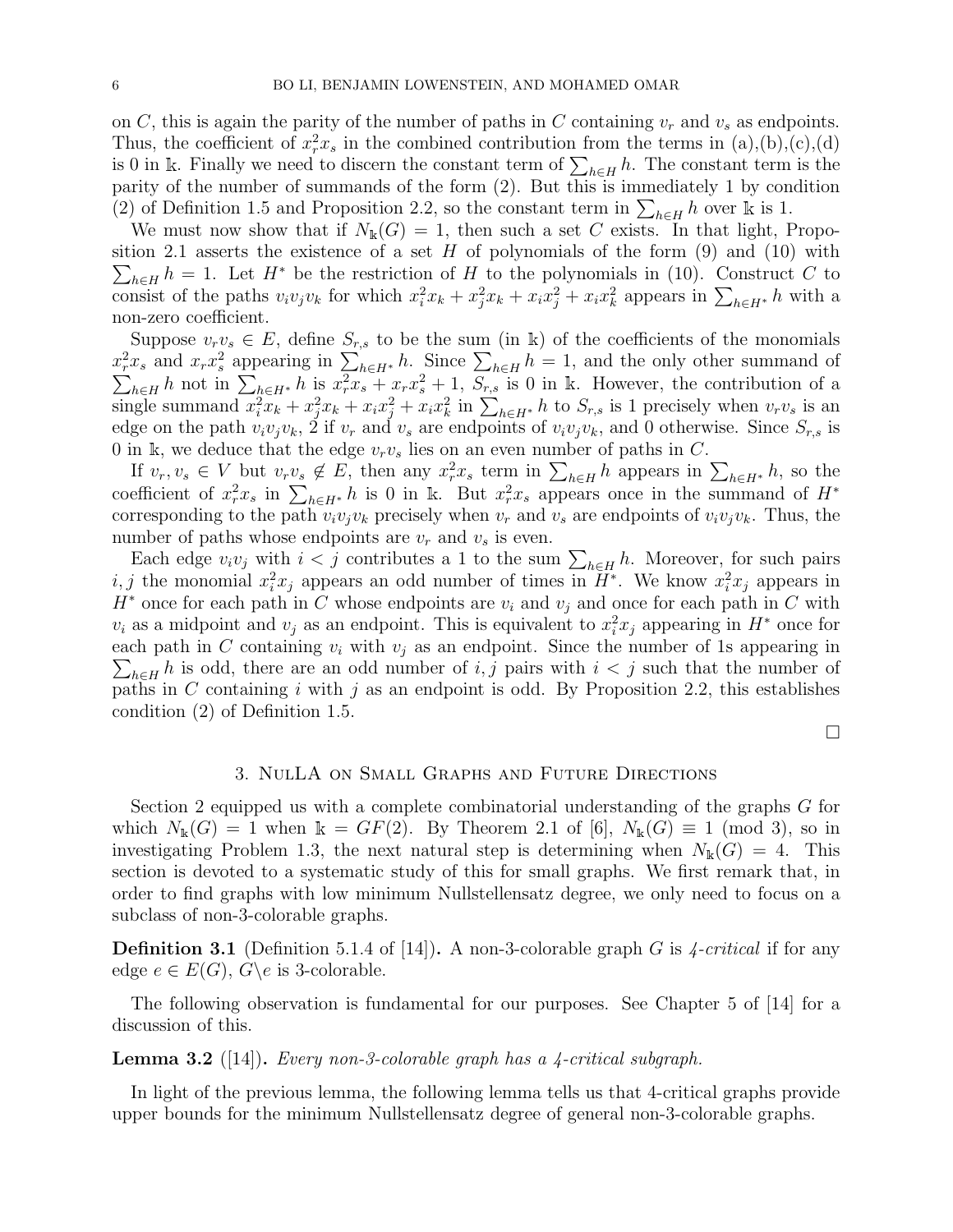on $C$, this is again the parity of the number of paths in $C$ containing $v_r$ and $v_s$ as endpoints. Thus, the coefficient of $x_r^2 x_s$ in the combined contribution from the terms in (a),(b),(c),(d) is 0 in $\Bbbk$. Finally we need to discern the constant term of $\sum_{h \in H} h$. The constant term is the parity of the number of summands of the form (2). But this is immediately 1 by condition (2) of Definition 1.5 and Proposition 2.2, so the constant term in $\sum_{h \in H} h$ over $\Bbbk$ is 1.

We must now show that if $N_{\Bbbk}(G) = 1$, then such a set $C$ exists. In that light, Proposition 2.1 asserts the existence of a set $H$ of polynomials of the form (9) and (10) with $\sum_{h \in H} h = 1$. Let $H^*$ be the restriction of $H$ to the polynomials in (10). Construct $C$ to consist of the paths $v_i v_j v_k$ for which $x_i^2 x_k + x_j^2 x_k + x_i x_j^2 + x_i x_k^2$ appears in $\sum_{h \in H^*} h$ with a non-zero coefficient.

Suppose $v_r v_s \in E$, define $S_{r,s}$ to be the sum (in $\Bbbk$) of the coefficients of the monomials $x_r^2 x_s$ and $x_r x_s^2$ appearing in $\sum_{h \in H^*} h$. Since $\sum_{h \in H} h = 1$, and the only other summand of $\sum_{h \in H} h$ not in $\sum_{h \in H^*} h$ is $x_r^2 x_s + x_r x_s^2 + 1$, $S_{r,s}$ is 0 in $\Bbbk$. However, the contribution of a single summand $x_i^2 x_k + x_j^2 x_k + x_i x_j^2 + x_i x_k^2$ in $\sum_{h \in H^*} h$ to $S_{r,s}$ is 1 precisely when $v_r v_s$ is an edge on the path $v_i v_j v_k$, 2 if $v_r$ and $v_s$ are endpoints of $v_i v_j v_k$, and 0 otherwise. Since $S_{r,s}$ is 0 in $\Bbbk$, we deduce that the edge $v_r v_s$ lies on an even number of paths in $C$.

If $v_r, v_s \in V$ but $v_r v_s \notin E$, then any $x_r^2 x_s$ term in $\sum_{h \in H} h$ appears in $\sum_{h \in H^*} h$, so the coefficient of $x_r^2 x_s$ in $\sum_{h \in H^*} h$ is 0 in $\Bbbk$. But $x_r^2 x_s$ appears once in the summand of $H^*$ corresponding to the path $v_i v_j v_k$ precisely when $v_r$ and $v_s$ are endpoints of $v_i v_j v_k$. Thus, the number of paths whose endpoints are $v_r$ and $v_s$ is even.

Each edge $v_i v_j$ with $i < j$ contributes a 1 to the sum $\sum_{h \in H} h$. Moreover, for such pairs $i, j$ the monomial $x_i^2 x_j$ appears an odd number of times in $H^*$. We know $x_i^2 x_j$ appears in $H^*$ once for each path in $C$ whose endpoints are $v_i$ and $v_j$ and once for each path in $C$ with $v_i$ as a midpoint and $v_j$ as an endpoint. This is equivalent to $x_i^2 x_j$ appearing in $H^*$ once for each path in $C$ containing $v_i$ with $v_j$ as an endpoint. Since the number of 1s appearing in $\sum_{h \in H} h$ is odd, there are an odd number of $i, j$ pairs with $i < j$ such that the number of paths in $C$ containing $i$ with $j$ as an endpoint is odd. By Proposition 2.2, this establishes condition (2) of Definition 1.5.

□

## 3. NulLA on Small Graphs and Future Directions

Section 2 equipped us with a complete combinatorial understanding of the graphs $G$ for which $N_{\Bbbk}(G) = 1$ when $\Bbbk = GF(2)$. By Theorem 2.1 of [6], $N_{\Bbbk}(G) \equiv 1 \pmod 3$, so in investigating Problem 1.3, the next natural step is determining when $N_{\Bbbk}(G) = 4$. This section is devoted to a systematic study of this for small graphs. We first remark that, in order to find graphs with low minimum Nullstellensatz degree, we only need to focus on a subclass of non-3-colorable graphs.

**Definition 3.1** (Definition 5.1.4 of [14]). A non-3-colorable graph $G$ is *4-critical* if for any edge $e \in E(G)$, $G \backslash e$ is 3-colorable.

The following observation is fundamental for our purposes. See Chapter 5 of [14] for a discussion of this.

**Lemma 3.2** ([14]). *Every non-3-colorable graph has a 4-critical subgraph.*

In light of the previous lemma, the following lemma tells us that 4-critical graphs provide upper bounds for the minimum Nullstellensatz degree of general non-3-colorable graphs.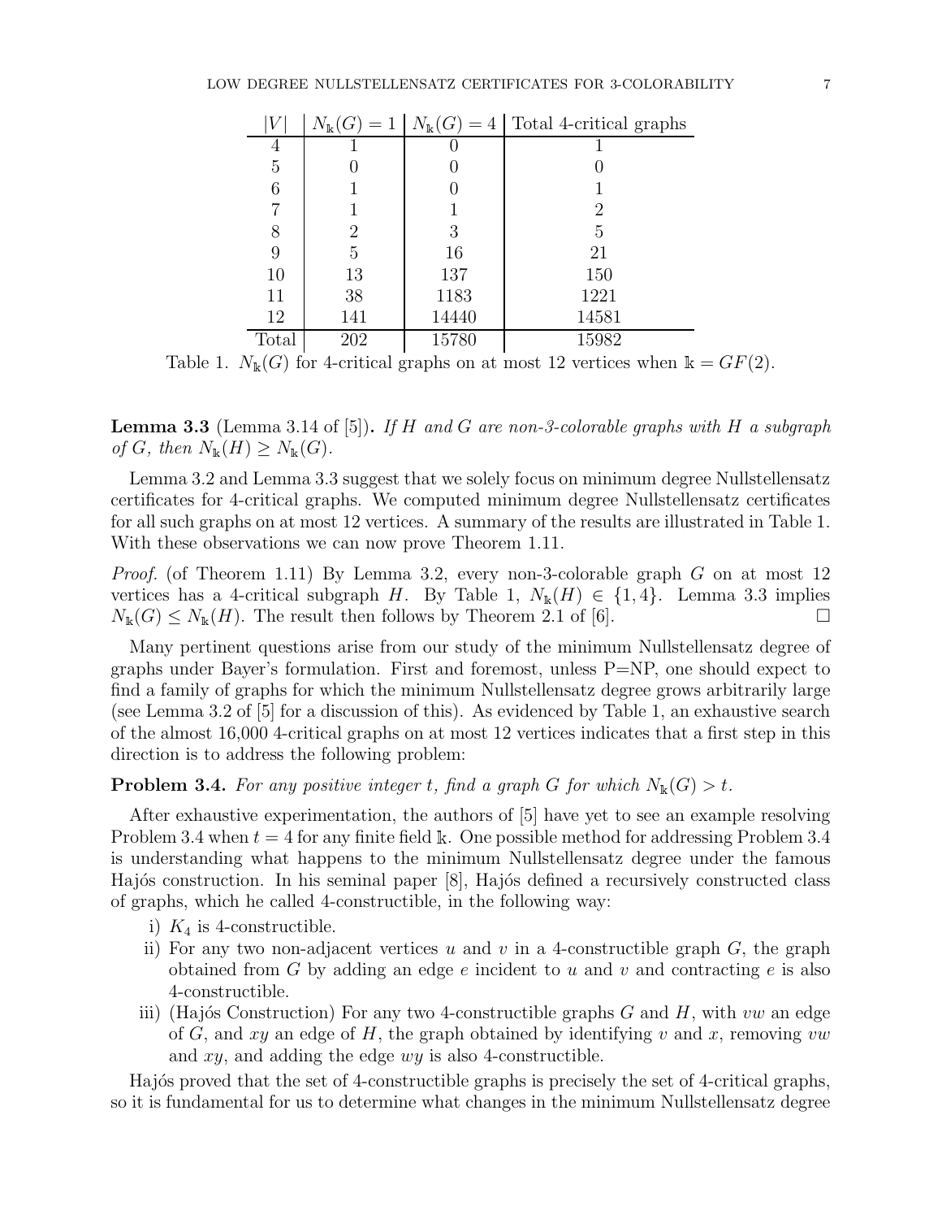| $\lvert V \rvert$ | $N_{\Bbbk}(G) = 1$ | $N_{\Bbbk}(G) = 4$ | Total 4-critical graphs |
|---|---|---|---|
| 4 | 1 | 0 | 1 |
| 5 | 0 | 0 | 0 |
| 6 | 1 | 0 | 1 |
| 7 | 1 | 1 | 2 |
| 8 | 2 | 3 | 5 |
| 9 | 5 | 16 | 21 |
| 10 | 13 | 137 | 150 |
| 11 | 38 | 1183 | 1221 |
| 12 | 141 | 14440 | 14581 |
| Total | 202 | 15780 | 15982 |

Table 1. $N_{\Bbbk}(G)$ for 4-critical graphs on at most 12 vertices when $\Bbbk = GF(2)$.

**Lemma 3.3** (Lemma 3.14 of [5]). *If $H$ and $G$ are non-3-colorable graphs with $H$ a subgraph of $G$, then $N_{\Bbbk}(H) \geq N_{\Bbbk}(G)$.*

Lemma 3.2 and Lemma 3.3 suggest that we solely focus on minimum degree Nullstellensatz certificates for 4-critical graphs. We computed minimum degree Nullstellensatz certificates for all such graphs on at most 12 vertices. A summary of the results are illustrated in Table 1. With these observations we can now prove Theorem 1.11.

*Proof.* (of Theorem 1.11) By Lemma 3.2, every non-3-colorable graph $G$ on at most 12 vertices has a 4-critical subgraph $H$. By Table 1, $N_{\Bbbk}(H) \in \{1, 4\}$. Lemma 3.3 implies $N_{\Bbbk}(G) \leq N_{\Bbbk}(H)$. The result then follows by Theorem 2.1 of [6]. □

Many pertinent questions arise from our study of the minimum Nullstellensatz degree of graphs under Bayer's formulation. First and foremost, unless P=NP, one should expect to find a family of graphs for which the minimum Nullstellensatz degree grows arbitrarily large (see Lemma 3.2 of [5] for a discussion of this). As evidenced by Table 1, an exhaustive search of the almost 16,000 4-critical graphs on at most 12 vertices indicates that a first step in this direction is to address the following problem:

**Problem 3.4.** *For any positive integer $t$, find a graph $G$ for which $N_{\Bbbk}(G) > t$.*

After exhaustive experimentation, the authors of [5] have yet to see an example resolving Problem 3.4 when $t = 4$ for any finite field $\Bbbk$. One possible method for addressing Problem 3.4 is understanding what happens to the minimum Nullstellensatz degree under the famous Hajós construction. In his seminal paper [8], Hajós defined a recursively constructed class of graphs, which he called 4-constructible, in the following way:

i) $K_4$ is 4-constructible.
ii) For any two non-adjacent vertices $u$ and $v$ in a 4-constructible graph $G$, the graph obtained from $G$ by adding an edge $e$ incident to $u$ and $v$ and contracting $e$ is also 4-constructible.
iii) (Hajós Construction) For any two 4-constructible graphs $G$ and $H$, with $vw$ an edge of $G$, and $xy$ an edge of $H$, the graph obtained by identifying $v$ and $x$, removing $vw$ and $xy$, and adding the edge $wy$ is also 4-constructible.

Hajós proved that the set of 4-constructible graphs is precisely the set of 4-critical graphs, so it is fundamental for us to determine what changes in the minimum Nullstellensatz degree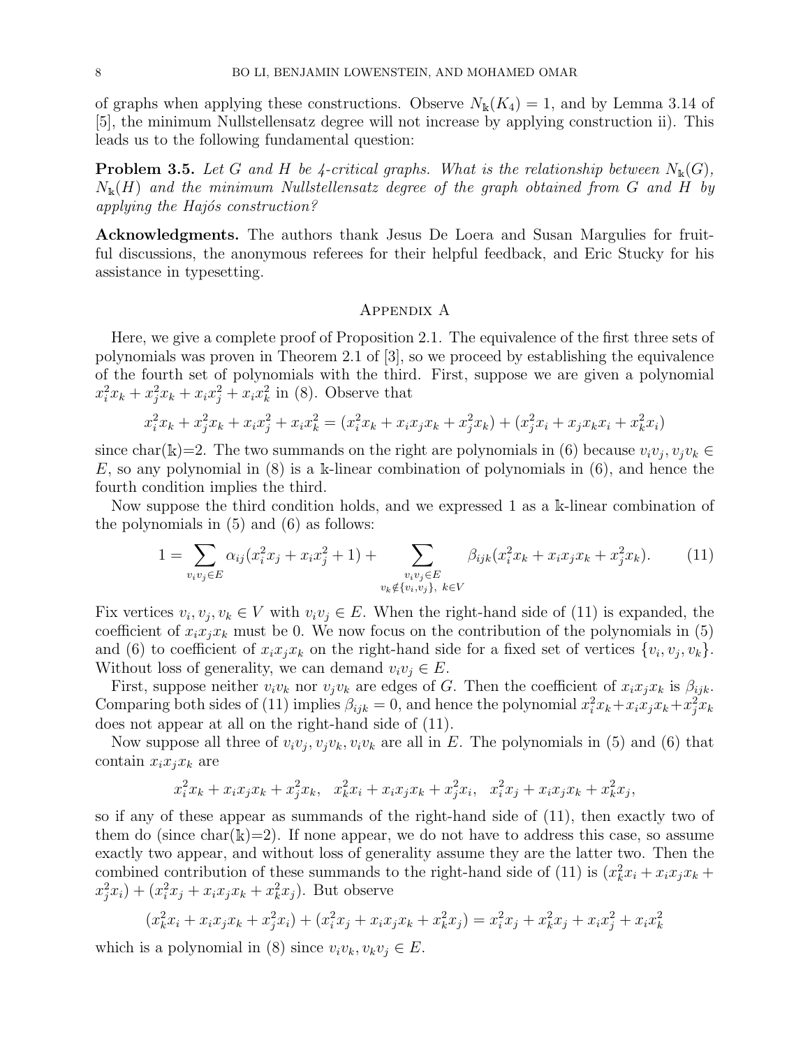of graphs when applying these constructions. Observe $N_{\Bbbk}(K_4) = 1$, and by Lemma 3.14 of [5], the minimum Nullstellensatz degree will not increase by applying construction ii). This leads us to the following fundamental question:

**Problem 3.5.** *Let $G$ and $H$ be 4-critical graphs. What is the relationship between $N_{\Bbbk}(G)$, $N_{\Bbbk}(H)$ and the minimum Nullstellensatz degree of the graph obtained from $G$ and $H$ by applying the Hajós construction?*

**Acknowledgments.** The authors thank Jesus De Loera and Susan Margulies for fruitful discussions, the anonymous referees for their helpful feedback, and Eric Stucky for his assistance in typesetting.

## Appendix A

Here, we give a complete proof of Proposition 2.1. The equivalence of the first three sets of polynomials was proven in Theorem 2.1 of [3], so we proceed by establishing the equivalence of the fourth set of polynomials with the third. First, suppose we are given a polynomial $x_i^2 x_k + x_j^2 x_k + x_i x_j^2 + x_i x_k^2$ in (8). Observe that

$$x_i^2 x_k + x_j^2 x_k + x_i x_j^2 + x_i x_k^2 = (x_i^2 x_k + x_i x_j x_k + x_j^2 x_k) + (x_j^2 x_i + x_j x_k x_i + x_k^2 x_i)$$

since char($\Bbbk$)=2. The two summands on the right are polynomials in (6) because $v_i v_j, v_j v_k \in E$, so any polynomial in (8) is a $\Bbbk$-linear combination of polynomials in (6), and hence the fourth condition implies the third.

Now suppose the third condition holds, and we expressed 1 as a $\Bbbk$-linear combination of the polynomials in (5) and (6) as follows:

$$1 = \sum_{v_i v_j \in E} \alpha_{ij}(x_i^2 x_j + x_i x_j^2 + 1) + \sum_{\substack{v_i v_j \in E \\ v_k \notin \{v_i, v_j\},\ k \in V}} \beta_{ijk}(x_i^2 x_k + x_i x_j x_k + x_j^2 x_k). \tag{11}$$

Fix vertices $v_i, v_j, v_k \in V$ with $v_i v_j \in E$. When the right-hand side of (11) is expanded, the coefficient of $x_i x_j x_k$ must be 0. We now focus on the contribution of the polynomials in (5) and (6) to coefficient of $x_i x_j x_k$ on the right-hand side for a fixed set of vertices $\{v_i, v_j, v_k\}$. Without loss of generality, we can demand $v_i v_j \in E$.

First, suppose neither $v_i v_k$ nor $v_j v_k$ are edges of $G$. Then the coefficient of $x_i x_j x_k$ is $\beta_{ijk}$. Comparing both sides of (11) implies $\beta_{ijk} = 0$, and hence the polynomial $x_i^2 x_k + x_i x_j x_k + x_j^2 x_k$ does not appear at all on the right-hand side of (11).

Now suppose all three of $v_i v_j, v_j v_k, v_i v_k$ are all in $E$. The polynomials in (5) and (6) that contain $x_i x_j x_k$ are

$$x_i^2 x_k + x_i x_j x_k + x_j^2 x_k, \quad x_k^2 x_i + x_i x_j x_k + x_j^2 x_i, \quad x_i^2 x_j + x_i x_j x_k + x_k^2 x_j,$$

so if any of these appear as summands of the right-hand side of (11), then exactly two of them do (since char($\Bbbk$)=2). If none appear, we do not have to address this case, so assume exactly two appear, and without loss of generality assume they are the latter two. Then the combined contribution of these summands to the right-hand side of (11) is $(x_k^2 x_i + x_i x_j x_k + x_j^2 x_i) + (x_i^2 x_j + x_i x_j x_k + x_k^2 x_j)$. But observe

$$(x_k^2 x_i + x_i x_j x_k + x_j^2 x_i) + (x_i^2 x_j + x_i x_j x_k + x_k^2 x_j) = x_i^2 x_j + x_k^2 x_j + x_i x_j^2 + x_i x_k^2$$

which is a polynomial in (8) since $v_i v_k, v_k v_j \in E$.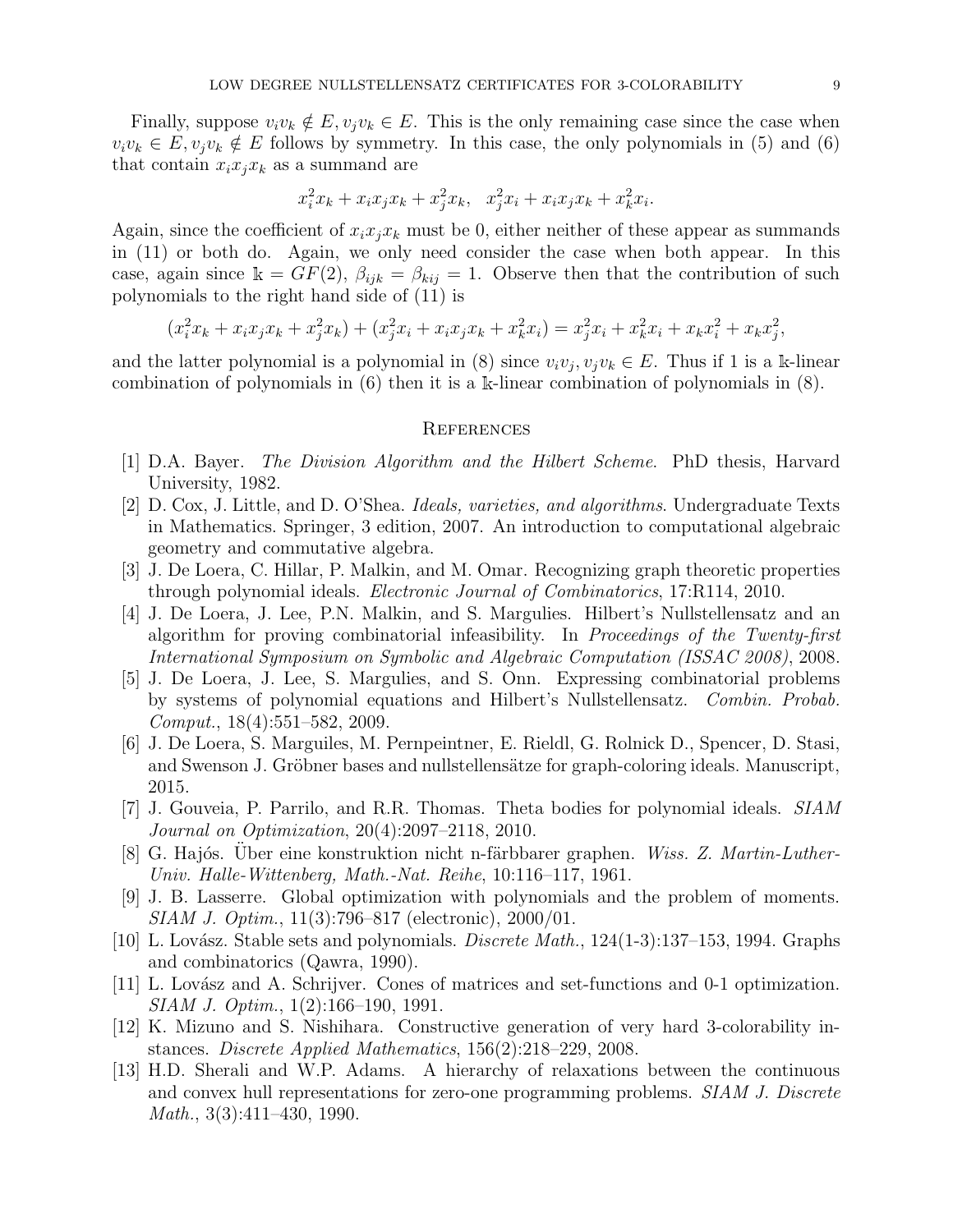Finally, suppose $v_iv_k \notin E, v_jv_k \in E$. This is the only remaining case since the case when $v_iv_k \in E, v_jv_k \notin E$ follows by symmetry. In this case, the only polynomials in (5) and (6) that contain $x_ix_jx_k$ as a summand are

$$x_i^2x_k + x_ix_jx_k + x_j^2x_k, \quad x_j^2x_i + x_ix_jx_k + x_k^2x_i.$$

Again, since the coefficient of $x_ix_jx_k$ must be 0, either neither of these appear as summands in (11) or both do. Again, we only need consider the case when both appear. In this case, again since $\Bbbk = GF(2)$, $\beta_{ijk} = \beta_{kij} = 1$. Observe then that the contribution of such polynomials to the right hand side of (11) is

$$(x_i^2x_k + x_ix_jx_k + x_j^2x_k) + (x_j^2x_i + x_ix_jx_k + x_k^2x_i) = x_j^2x_i + x_k^2x_i + x_kx_i^2 + x_kx_j^2,$$

and the latter polynomial is a polynomial in (8) since $v_iv_j, v_jv_k \in E$. Thus if 1 is a $\Bbbk$-linear combination of polynomials in (6) then it is a $\Bbbk$-linear combination of polynomials in (8).

## References

[1] D.A. Bayer. *The Division Algorithm and the Hilbert Scheme*. PhD thesis, Harvard University, 1982.

[2] D. Cox, J. Little, and D. O'Shea. *Ideals, varieties, and algorithms*. Undergraduate Texts in Mathematics. Springer, 3 edition, 2007. An introduction to computational algebraic geometry and commutative algebra.

[3] J. De Loera, C. Hillar, P. Malkin, and M. Omar. Recognizing graph theoretic properties through polynomial ideals. *Electronic Journal of Combinatorics*, 17:R114, 2010.

[4] J. De Loera, J. Lee, P.N. Malkin, and S. Margulies. Hilbert's Nullstellensatz and an algorithm for proving combinatorial infeasibility. In *Proceedings of the Twenty-first International Symposium on Symbolic and Algebraic Computation (ISSAC 2008)*, 2008.

[5] J. De Loera, J. Lee, S. Margulies, and S. Onn. Expressing combinatorial problems by systems of polynomial equations and Hilbert's Nullstellensatz. *Combin. Probab. Comput.*, 18(4):551–582, 2009.

[6] J. De Loera, S. Marguiles, M. Pernpeintner, E. Rieldl, G. Rolnick D., Spencer, D. Stasi, and Swenson J. Gröbner bases and nullstellensätze for graph-coloring ideals. Manuscript, 2015.

[7] J. Gouveia, P. Parrilo, and R.R. Thomas. Theta bodies for polynomial ideals. *SIAM Journal on Optimization*, 20(4):2097–2118, 2010.

[8] G. Hajós. Über eine konstruktion nicht n-färbbarer graphen. *Wiss. Z. Martin-Luther-Univ. Halle-Wittenberg, Math.-Nat. Reihe*, 10:116–117, 1961.

[9] J. B. Lasserre. Global optimization with polynomials and the problem of moments. *SIAM J. Optim.*, 11(3):796–817 (electronic), 2000/01.

[10] L. Lovász. Stable sets and polynomials. *Discrete Math.*, 124(1-3):137–153, 1994. Graphs and combinatorics (Qawra, 1990).

[11] L. Lovász and A. Schrijver. Cones of matrices and set-functions and 0-1 optimization. *SIAM J. Optim.*, 1(2):166–190, 1991.

[12] K. Mizuno and S. Nishihara. Constructive generation of very hard 3-colorability instances. *Discrete Applied Mathematics*, 156(2):218–229, 2008.

[13] H.D. Sherali and W.P. Adams. A hierarchy of relaxations between the continuous and convex hull representations for zero-one programming problems. *SIAM J. Discrete Math.*, 3(3):411–430, 1990.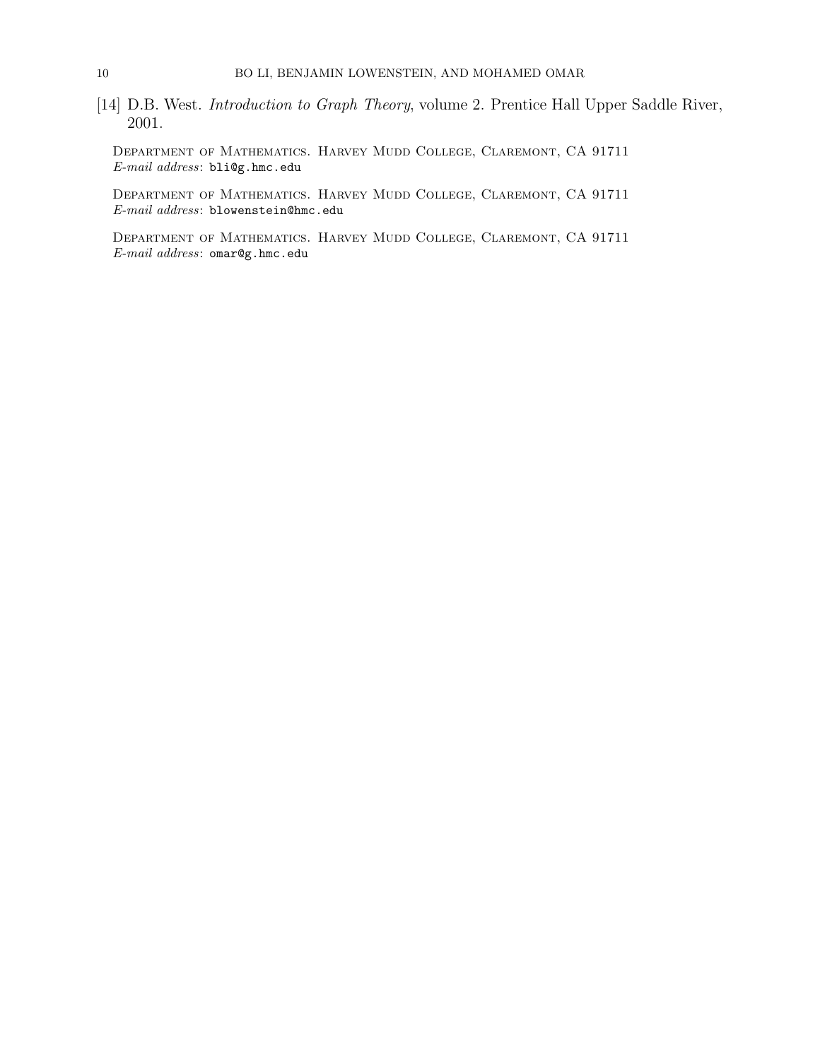[14] D.B. West. *Introduction to Graph Theory*, volume 2. Prentice Hall Upper Saddle River, 2001.

Department of Mathematics. Harvey Mudd College, Claremont, CA 91711
*E-mail address*: bli@g.hmc.edu

Department of Mathematics. Harvey Mudd College, Claremont, CA 91711
*E-mail address*: blowenstein@hmc.edu

Department of Mathematics. Harvey Mudd College, Claremont, CA 91711
*E-mail address*: omar@g.hmc.edu